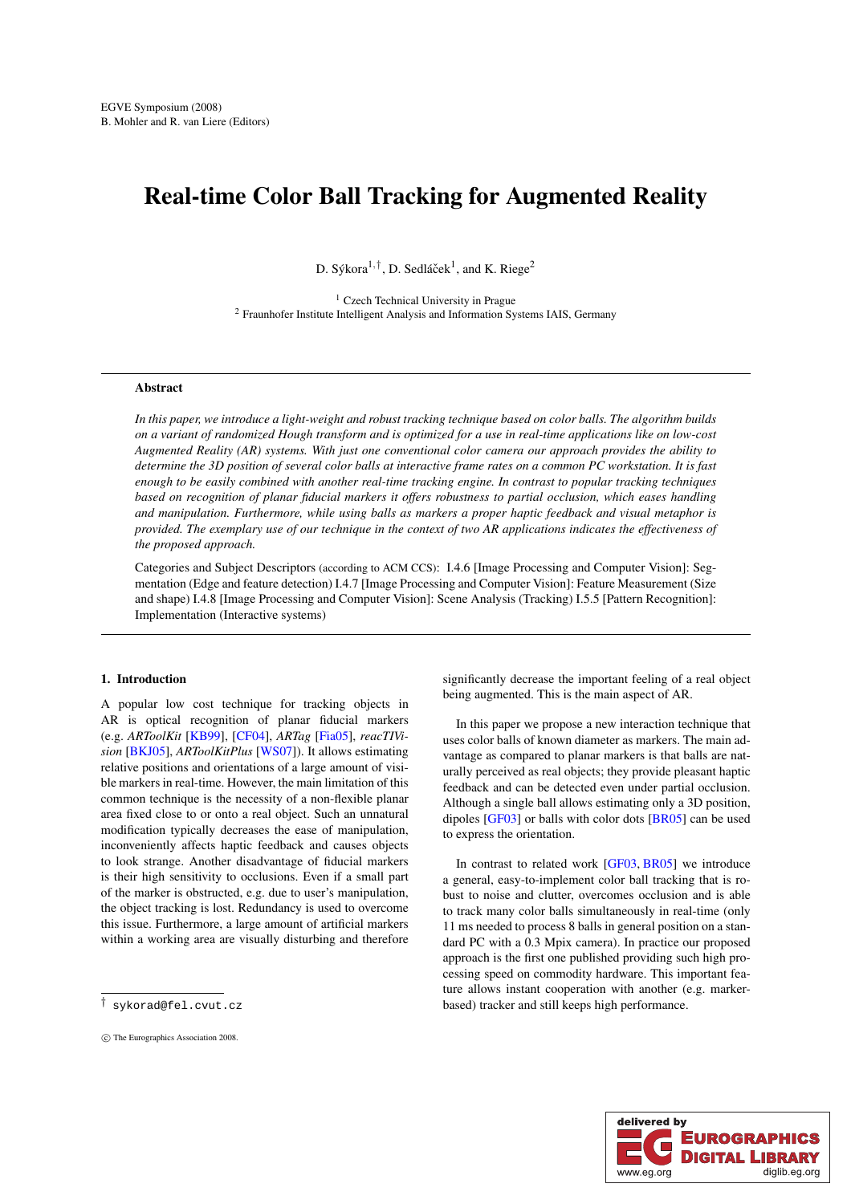# Real-time Color Ball Tracking for Augmented Reality

D. Sýkora[1,†], D. Sedláček[1], and K. Riege[2]

[1] Czech Technical University in Prague
[2] Fraunhofer Institute Intelligent Analysis and Information Systems IAIS, Germany

---

**Abstract**

*In this paper, we introduce a light-weight and robust tracking technique based on color balls. The algorithm builds on a variant of randomized Hough transform and is optimized for a use in real-time applications like on low-cost Augmented Reality (AR) systems. With just one conventional color camera our approach provides the ability to determine the 3D position of several color balls at interactive frame rates on a common PC workstation. It is fast enough to be easily combined with another real-time tracking engine. In contrast to popular tracking techniques based on recognition of planar fiducial markers it offers robustness to partial occlusion, which eases handling and manipulation. Furthermore, while using balls as markers a proper haptic feedback and visual metaphor is provided. The exemplary use of our technique in the context of two AR applications indicates the effectiveness of the proposed approach.*

Categories and Subject Descriptors (according to ACM CCS): I.4.6 [Image Processing and Computer Vision]: Segmentation (Edge and feature detection) I.4.7 [Image Processing and Computer Vision]: Feature Measurement (Size and shape) I.4.8 [Image Processing and Computer Vision]: Scene Analysis (Tracking) I.5.5 [Pattern Recognition]: Implementation (Interactive systems)

---

## 1. Introduction

A popular low cost technique for tracking objects in AR is optical recognition of planar fiducial markers (e.g. *ARToolKit* [KB99], [CF04], *ARTag* [Fia05], *reacTIVision* [BKJ05], *ARToolKitPlus* [WS07]). It allows estimating relative positions and orientations of a large amount of visible markers in real-time. However, the main limitation of this common technique is the necessity of a non-flexible planar area fixed close to or onto a real object. Such an unnatural modification typically decreases the ease of manipulation, inconveniently affects haptic feedback and causes objects to look strange. Another disadvantage of fiducial markers is their high sensitivity to occlusions. Even if a small part of the marker is obstructed, e.g. due to user's manipulation, the object tracking is lost. Redundancy is used to overcome this issue. Furthermore, a large amount of artificial markers within a working area are visually disturbing and therefore significantly decrease the important feeling of a real object being augmented. This is the main aspect of AR.

In this paper we propose a new interaction technique that uses color balls of known diameter as markers. The main advantage as compared to planar markers is that balls are naturally perceived as real objects; they provide pleasant haptic feedback and can be detected even under partial occlusion. Although a single ball allows estimating only a 3D position, dipoles [GF03] or balls with color dots [BR05] can be used to express the orientation.

In contrast to related work [GF03, BR05] we introduce a general, easy-to-implement color ball tracking that is robust to noise and clutter, overcomes occlusion and is able to track many color balls simultaneously in real-time (only 11 ms needed to process 8 balls in general position on a standard PC with a 0.3 Mpix camera). In practice our proposed approach is the first one published providing such high processing speed on commodity hardware. This important feature allows instant cooperation with another (e.g. marker-based) tracker and still keeps high performance.

† sykorad@fel.cvut.cz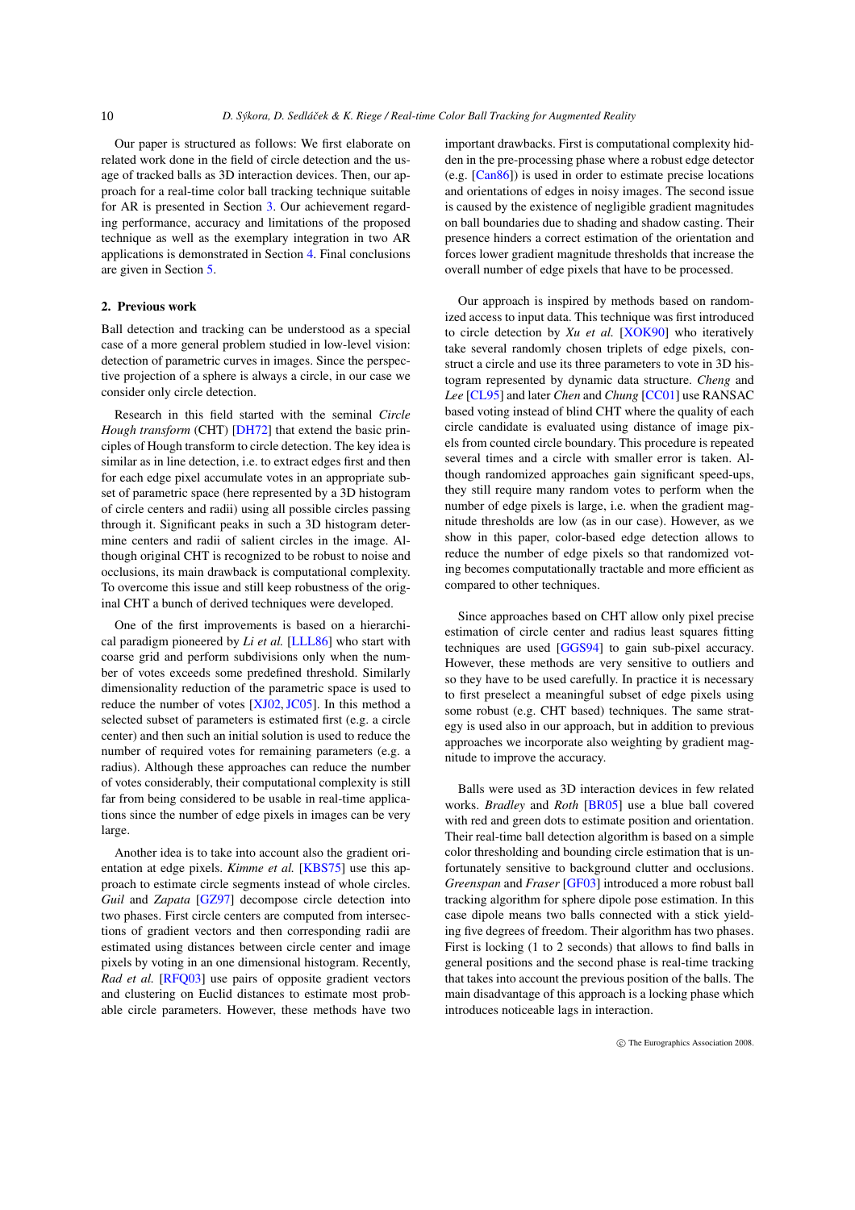Our paper is structured as follows: We first elaborate on related work done in the field of circle detection and the usage of tracked balls as 3D interaction devices. Then, our approach for a real-time color ball tracking technique suitable for AR is presented in Section 3. Our achievement regarding performance, accuracy and limitations of the proposed technique as well as the exemplary integration in two AR applications is demonstrated in Section 4. Final conclusions are given in Section 5.

## 2. Previous work

Ball detection and tracking can be understood as a special case of a more general problem studied in low-level vision: detection of parametric curves in images. Since the perspective projection of a sphere is always a circle, in our case we consider only circle detection.

Research in this field started with the seminal *Circle Hough transform* (CHT) [DH72] that extend the basic principles of Hough transform to circle detection. The key idea is similar as in line detection, i.e. to extract edges first and then for each edge pixel accumulate votes in an appropriate subset of parametric space (here represented by a 3D histogram of circle centers and radii) using all possible circles passing through it. Significant peaks in such a 3D histogram determine centers and radii of salient circles in the image. Although original CHT is recognized to be robust to noise and occlusions, its main drawback is computational complexity. To overcome this issue and still keep robustness of the original CHT a bunch of derived techniques were developed.

One of the first improvements is based on a hierarchical paradigm pioneered by *Li et al.* [LLL86] who start with coarse grid and perform subdivisions only when the number of votes exceeds some predefined threshold. Similarly dimensionality reduction of the parametric space is used to reduce the number of votes [XJ02, JC05]. In this method a selected subset of parameters is estimated first (e.g. a circle center) and then such an initial solution is used to reduce the number of required votes for remaining parameters (e.g. a radius). Although these approaches can reduce the number of votes considerably, their computational complexity is still far from being considered to be usable in real-time applications since the number of edge pixels in images can be very large.

Another idea is to take into account also the gradient orientation at edge pixels. *Kimme et al.* [KBS75] use this approach to estimate circle segments instead of whole circles. *Guil* and *Zapata* [GZ97] decompose circle detection into two phases. First circle centers are computed from intersections of gradient vectors and then corresponding radii are estimated using distances between circle center and image pixels by voting in an one dimensional histogram. Recently, *Rad et al.* [RFQ03] use pairs of opposite gradient vectors and clustering on Euclid distances to estimate most probable circle parameters. However, these methods have two important drawbacks. First is computational complexity hidden in the pre-processing phase where a robust edge detector (e.g. [Can86]) is used in order to estimate precise locations and orientations of edges in noisy images. The second issue is caused by the existence of negligible gradient magnitudes on ball boundaries due to shading and shadow casting. Their presence hinders a correct estimation of the orientation and forces lower gradient magnitude thresholds that increase the overall number of edge pixels that have to be processed.

Our approach is inspired by methods based on randomized access to input data. This technique was first introduced to circle detection by *Xu et al.* [XOK90] who iteratively take several randomly chosen triplets of edge pixels, construct a circle and use its three parameters to vote in 3D histogram represented by dynamic data structure. *Cheng* and *Lee* [CL95] and later *Chen* and *Chung* [CC01] use RANSAC based voting instead of blind CHT where the quality of each circle candidate is evaluated using distance of image pixels from counted circle boundary. This procedure is repeated several times and a circle with smaller error is taken. Although randomized approaches gain significant speed-ups, they still require many random votes to perform when the number of edge pixels is large, i.e. when the gradient magnitude thresholds are low (as in our case). However, as we show in this paper, color-based edge detection allows to reduce the number of edge pixels so that randomized voting becomes computationally tractable and more efficient as compared to other techniques.

Since approaches based on CHT allow only pixel precise estimation of circle center and radius least squares fitting techniques are used [GGS94] to gain sub-pixel accuracy. However, these methods are very sensitive to outliers and so they have to be used carefully. In practice it is necessary to first preselect a meaningful subset of edge pixels using some robust (e.g. CHT based) techniques. The same strategy is used also in our approach, but in addition to previous approaches we incorporate also weighting by gradient magnitude to improve the accuracy.

Balls were used as 3D interaction devices in few related works. *Bradley* and *Roth* [BR05] use a blue ball covered with red and green dots to estimate position and orientation. Their real-time ball detection algorithm is based on a simple color thresholding and bounding circle estimation that is unfortunately sensitive to background clutter and occlusions. *Greenspan* and *Fraser* [GF03] introduced a more robust ball tracking algorithm for sphere dipole pose estimation. In this case dipole means two balls connected with a stick yielding five degrees of freedom. Their algorithm has two phases. First is locking (1 to 2 seconds) that allows to find balls in general positions and the second phase is real-time tracking that takes into account the previous position of the balls. The main disadvantage of this approach is a locking phase which introduces noticeable lags in interaction.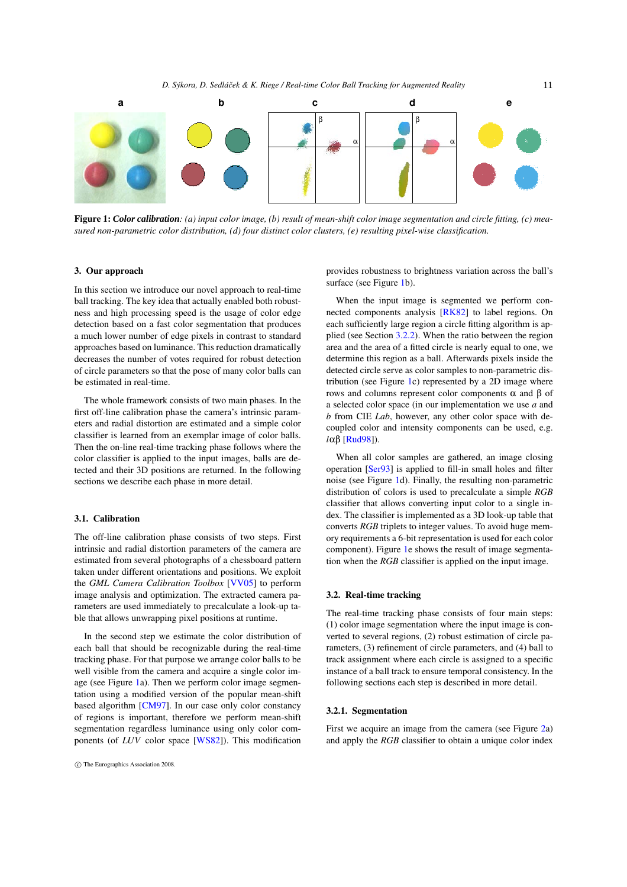**Figure 1:** ***Color calibration****: (a) input color image, (b) result of mean-shift color image segmentation and circle fitting, (c) measured non-parametric color distribution, (d) four distinct color clusters, (e) resulting pixel-wise classification.*

## 3. Our approach

In this section we introduce our novel approach to real-time ball tracking. The key idea that actually enabled both robustness and high processing speed is the usage of color edge detection based on a fast color segmentation that produces a much lower number of edge pixels in contrast to standard approaches based on luminance. This reduction dramatically decreases the number of votes required for robust detection of circle parameters so that the pose of many color balls can be estimated in real-time.

The whole framework consists of two main phases. In the first off-line calibration phase the camera's intrinsic parameters and radial distortion are estimated and a simple color classifier is learned from an exemplar image of color balls. Then the on-line real-time tracking phase follows where the color classifier is applied to the input images, balls are detected and their 3D positions are returned. In the following sections we describe each phase in more detail.

### 3.1. Calibration

The off-line calibration phase consists of two steps. First intrinsic and radial distortion parameters of the camera are estimated from several photographs of a chessboard pattern taken under different orientations and positions. We exploit the *GML Camera Calibration Toolbox* [VV05] to perform image analysis and optimization. The extracted camera parameters are used immediately to precalculate a look-up table that allows unwrapping pixel positions at runtime.

In the second step we estimate the color distribution of each ball that should be recognizable during the real-time tracking phase. For that purpose we arrange color balls to be well visible from the camera and acquire a single color image (see Figure 1a). Then we perform color image segmentation using a modified version of the popular mean-shift based algorithm [CM97]. In our case only color constancy of regions is important, therefore we perform mean-shift segmentation regardless luminance using only color components (of *LUV* color space [WS82]). This modification provides robustness to brightness variation across the ball's surface (see Figure 1b).

When the input image is segmented we perform connected components analysis [RK82] to label regions. On each sufficiently large region a circle fitting algorithm is applied (see Section 3.2.2). When the ratio between the region area and the area of a fitted circle is nearly equal to one, we determine this region as a ball. Afterwards pixels inside the detected circle serve as color samples to non-parametric distribution (see Figure 1c) represented by a 2D image where rows and columns represent color components $\alpha$ and $\beta$ of a selected color space (in our implementation we use *a* and *b* from CIE *Lab*, however, any other color space with decoupled color and intensity components can be used, e.g. $l\alpha\beta$ [Rud98]).

When all color samples are gathered, an image closing operation [Ser93] is applied to fill-in small holes and filter noise (see Figure 1d). Finally, the resulting non-parametric distribution of colors is used to precalculate a simple *RGB* classifier that allows converting input color to a single index. The classifier is implemented as a 3D look-up table that converts *RGB* triplets to integer values. To avoid huge memory requirements a 6-bit representation is used for each color component). Figure 1e shows the result of image segmentation when the *RGB* classifier is applied on the input image.

### 3.2. Real-time tracking

The real-time tracking phase consists of four main steps: (1) color image segmentation where the input image is converted to several regions, (2) robust estimation of circle parameters, (3) refinement of circle parameters, and (4) ball to track assignment where each circle is assigned to a specific instance of a ball track to ensure temporal consistency. In the following sections each step is described in more detail.

#### 3.2.1. Segmentation

First we acquire an image from the camera (see Figure 2a) and apply the *RGB* classifier to obtain a unique color index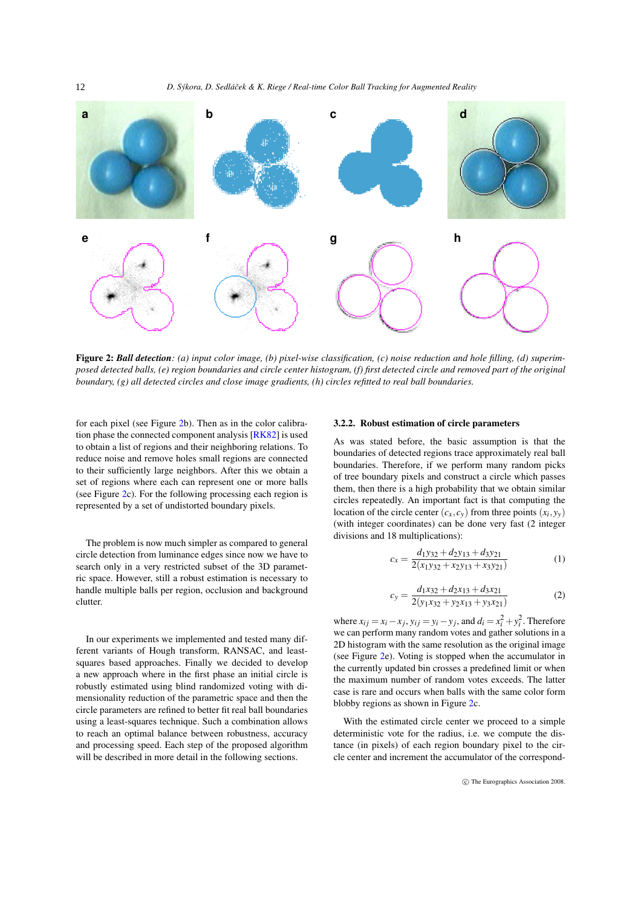**Figure 2:** ***Ball detection**: (a) input color image, (b) pixel-wise classification, (c) noise reduction and hole filling, (d) superimposed detected balls, (e) region boundaries and circle center histogram, (f) first detected circle and removed part of the original boundary, (g) all detected circles and close image gradients, (h) circles refitted to real ball boundaries.*

for each pixel (see Figure 2b). Then as in the color calibration phase the connected component analysis [RK82] is used to obtain a list of regions and their neighboring relations. To reduce noise and remove holes small regions are connected to their sufficiently large neighbors. After this we obtain a set of regions where each can represent one or more balls (see Figure 2c). For the following processing each region is represented by a set of undistorted boundary pixels.

The problem is now much simpler as compared to general circle detection from luminance edges since now we have to search only in a very restricted subset of the 3D parametric space. However, still a robust estimation is necessary to handle multiple balls per region, occlusion and background clutter.

In our experiments we implemented and tested many different variants of Hough transform, RANSAC, and least-squares based approaches. Finally we decided to develop a new approach where in the first phase an initial circle is robustly estimated using blind randomized voting with dimensionality reduction of the parametric space and then the circle parameters are refined to better fit real ball boundaries using a least-squares technique. Such a combination allows to reach an optimal balance between robustness, accuracy and processing speed. Each step of the proposed algorithm will be described in more detail in the following sections.

#### 3.2.2. Robust estimation of circle parameters

As was stated before, the basic assumption is that the boundaries of detected regions trace approximately real ball boundaries. Therefore, if we perform many random picks of tree boundary pixels and construct a circle which passes them, then there is a high probability that we obtain similar circles repeatedly. An important fact is that computing the location of the circle center $(c_x, c_y)$ from three points $(x_i, y_y)$ (with integer coordinates) can be done very fast (2 integer divisions and 18 multiplications):

$$c_x = \frac{d_1 y_{32} + d_2 y_{13} + d_3 y_{21}}{2(x_1 y_{32} + x_2 y_{13} + x_3 y_{21})} \tag{1}$$

$$c_y = \frac{d_1 x_{32} + d_2 x_{13} + d_3 x_{21}}{2(y_1 x_{32} + y_2 x_{13} + y_3 x_{21})} \tag{2}$$

where $x_{ij} = x_i - x_j$, $y_{ij} = y_i - y_j$, and $d_i = x_i^2 + y_i^2$. Therefore we can perform many random votes and gather solutions in a 2D histogram with the same resolution as the original image (see Figure 2e). Voting is stopped when the accumulator in the currently updated bin crosses a predefined limit or when the maximum number of random votes exceeds. The latter case is rare and occurs when balls with the same color form blobby regions as shown in Figure 2c.

With the estimated circle center we proceed to a simple deterministic vote for the radius, i.e. we compute the distance (in pixels) of each region boundary pixel to the circle center and increment the accumulator of the correspond-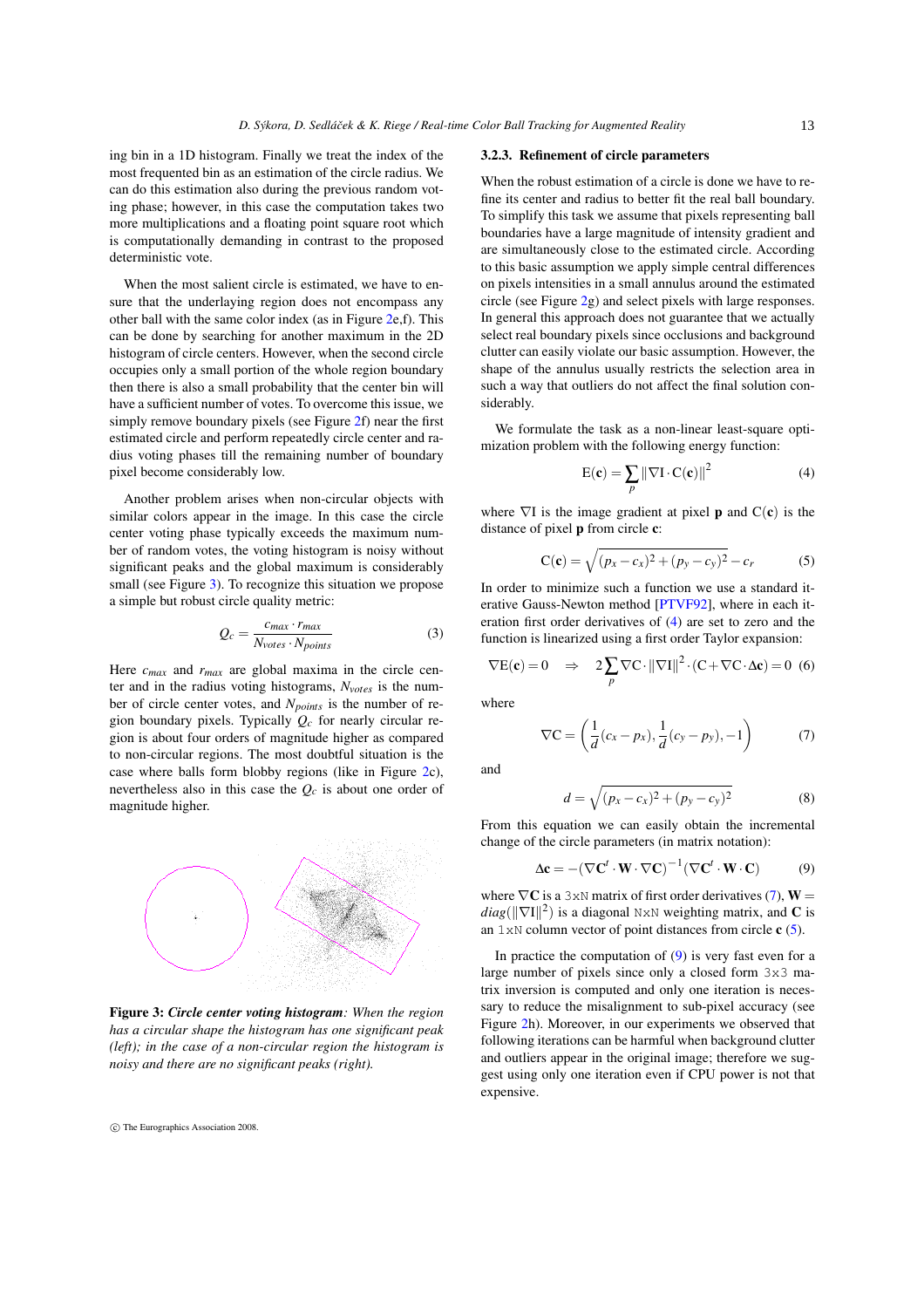ing bin in a 1D histogram. Finally we treat the index of the most frequented bin as an estimation of the circle radius. We can do this estimation also during the previous random voting phase; however, in this case the computation takes two more multiplications and a floating point square root which is computationally demanding in contrast to the proposed deterministic vote.

When the most salient circle is estimated, we have to ensure that the underlaying region does not encompass any other ball with the same color index (as in Figure 2e,f). This can be done by searching for another maximum in the 2D histogram of circle centers. However, when the second circle occupies only a small portion of the whole region boundary then there is also a small probability that the center bin will have a sufficient number of votes. To overcome this issue, we simply remove boundary pixels (see Figure 2f) near the first estimated circle and perform repeatedly circle center and radius voting phases till the remaining number of boundary pixel become considerably low.

Another problem arises when non-circular objects with similar colors appear in the image. In this case the circle center voting phase typically exceeds the maximum number of random votes, the voting histogram is noisy without significant peaks and the global maximum is considerably small (see Figure 3). To recognize this situation we propose a simple but robust circle quality metric:

$$Q_c = \frac{c_{max} \cdot r_{max}}{N_{votes} \cdot N_{points}} \tag{3}$$

Here $c_{max}$ and $r_{max}$ are global maxima in the circle center and in the radius voting histograms, $N_{votes}$ is the number of circle center votes, and $N_{points}$ is the number of region boundary pixels. Typically $Q_c$ for nearly circular region is about four orders of magnitude higher as compared to non-circular regions. The most doubtful situation is the case where balls form blobby regions (like in Figure 2c), nevertheless also in this case the $Q_c$ is about one order of magnitude higher.

**Figure 3:** ***Circle center voting histogram****: When the region has a circular shape the histogram has one significant peak (left); in the case of a non-circular region the histogram is noisy and there are no significant peaks (right).*

#### 3.2.3. Refinement of circle parameters

When the robust estimation of a circle is done we have to refine its center and radius to better fit the real ball boundary. To simplify this task we assume that pixels representing ball boundaries have a large magnitude of intensity gradient and are simultaneously close to the estimated circle. According to this basic assumption we apply simple central differences on pixels intensities in a small annulus around the estimated circle (see Figure 2g) and select pixels with large responses. In general this approach does not guarantee that we actually select real boundary pixels since occlusions and background clutter can easily violate our basic assumption. However, the shape of the annulus usually restricts the selection area in such a way that outliers do not affect the final solution considerably.

We formulate the task as a non-linear least-square optimization problem with the following energy function:

$$\mathrm{E}(\mathbf{c}) = \sum_{p} \|\nabla \mathrm{I} \cdot \mathrm{C}(\mathbf{c})\|^2 \tag{4}$$

where $\nabla \mathrm{I}$ is the image gradient at pixel $\mathbf{p}$ and $\mathrm{C}(\mathbf{c})$ is the distance of pixel $\mathbf{p}$ from circle $\mathbf{c}$:

$$\mathrm{C}(\mathbf{c}) = \sqrt{(p_x - c_x)^2 + (p_y - c_y)^2} - c_r \tag{5}$$

In order to minimize such a function we use a standard iterative Gauss-Newton method [PTVF92], where in each iteration first order derivatives of (4) are set to zero and the function is linearized using a first order Taylor expansion:

$$\nabla \mathrm{E}(\mathbf{c}) = 0 \quad \Rightarrow \quad 2\sum_{p} \nabla \mathrm{C} \cdot \|\nabla \mathrm{I}\|^2 \cdot (\mathrm{C} + \nabla \mathrm{C} \cdot \Delta \mathbf{c}) = 0 \tag{6}$$

where

$$\nabla \mathrm{C} = \left(\frac{1}{d}(c_x - p_x), \frac{1}{d}(c_y - p_y), -1\right) \tag{7}$$

and

$$d = \sqrt{(p_x - c_x)^2 + (p_y - c_y)^2} \tag{8}$$

From this equation we can easily obtain the incremental change of the circle parameters (in matrix notation):

$$\Delta \mathbf{c} = -(\nabla \mathbf{C}^t \cdot \mathbf{W} \cdot \nabla \mathbf{C})^{-1} (\nabla \mathbf{C}^t \cdot \mathbf{W} \cdot \mathbf{C}) \tag{9}$$

where $\nabla \mathbf{C}$ is a `3xN` matrix of first order derivatives (7), $\mathbf{W} = diag(\|\nabla \mathrm{I}\|^2)$ is a diagonal `NxN` weighting matrix, and $\mathbf{C}$ is an `1xN` column vector of point distances from circle $\mathbf{c}$ (5).

In practice the computation of (9) is very fast even for a large number of pixels since only a closed form `3x3` matrix inversion is computed and only one iteration is necessary to reduce the misalignment to sub-pixel accuracy (see Figure 2h). Moreover, in our experiments we observed that following iterations can be harmful when background clutter and outliers appear in the original image; therefore we suggest using only one iteration even if CPU power is not that expensive.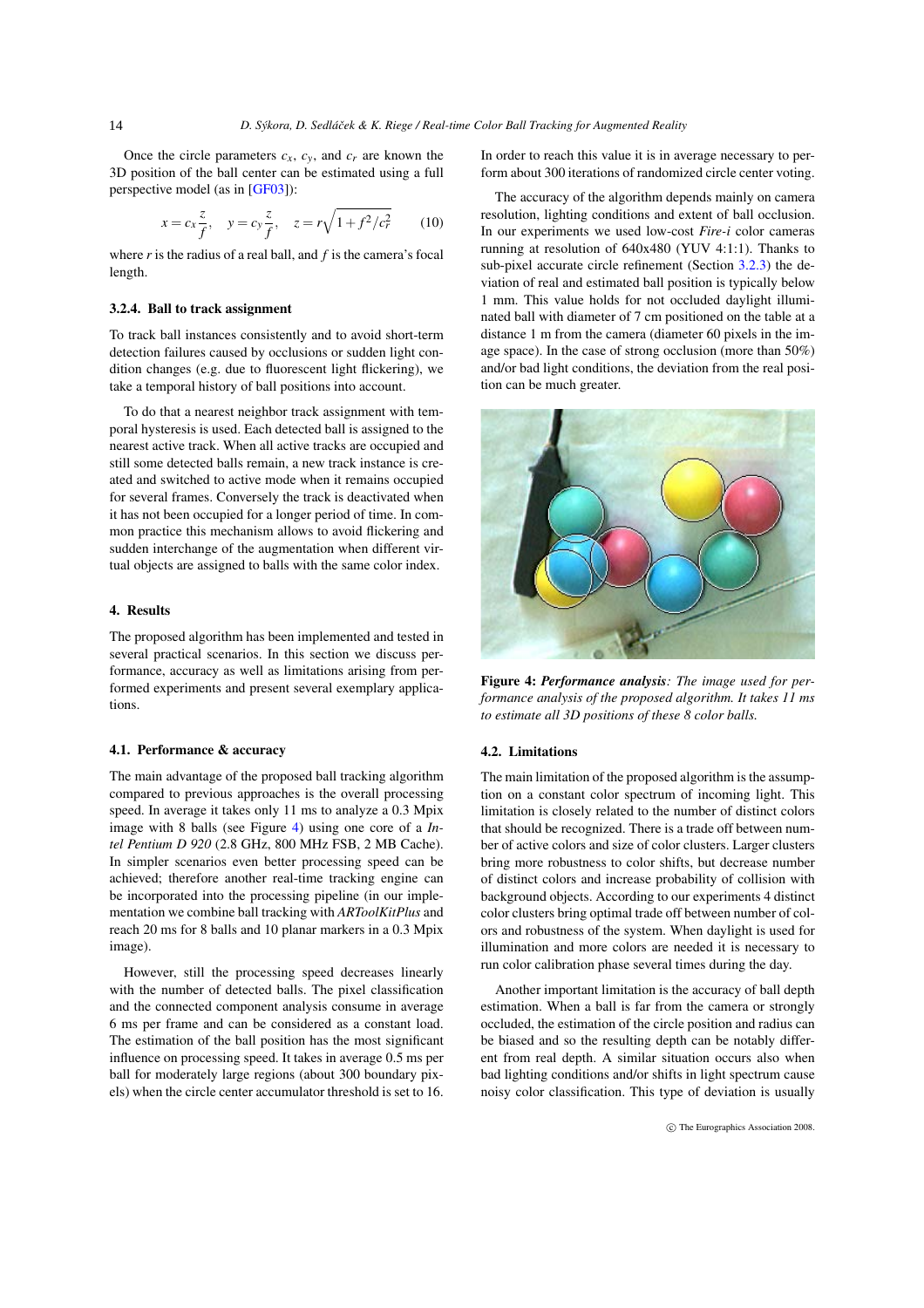Once the circle parameters $c_x$, $c_y$, and $c_r$ are known the 3D position of the ball center can be estimated using a full perspective model (as in [GF03]):

$$x = c_x \frac{z}{f}, \quad y = c_y \frac{z}{f}, \quad z = r\sqrt{1 + f^2/c_r^2} \qquad (10)$$

where $r$ is the radius of a real ball, and $f$ is the camera's focal length.

#### 3.2.4. Ball to track assignment

To track ball instances consistently and to avoid short-term detection failures caused by occlusions or sudden light condition changes (e.g. due to fluorescent light flickering), we take a temporal history of ball positions into account.

To do that a nearest neighbor track assignment with temporal hysteresis is used. Each detected ball is assigned to the nearest active track. When all active tracks are occupied and still some detected balls remain, a new track instance is created and switched to active mode when it remains occupied for several frames. Conversely the track is deactivated when it has not been occupied for a longer period of time. In common practice this mechanism allows to avoid flickering and sudden interchange of the augmentation when different virtual objects are assigned to balls with the same color index.

## 4. Results

The proposed algorithm has been implemented and tested in several practical scenarios. In this section we discuss performance, accuracy as well as limitations arising from performed experiments and present several exemplary applications.

### 4.1. Performance & accuracy

The main advantage of the proposed ball tracking algorithm compared to previous approaches is the overall processing speed. In average it takes only 11 ms to analyze a 0.3 Mpix image with 8 balls (see Figure 4) using one core of a *Intel Pentium D 920* (2.8 GHz, 800 MHz FSB, 2 MB Cache). In simpler scenarios even better processing speed can be achieved; therefore another real-time tracking engine can be incorporated into the processing pipeline (in our implementation we combine ball tracking with *ARToolKitPlus* and reach 20 ms for 8 balls and 10 planar markers in a 0.3 Mpix image).

However, still the processing speed decreases linearly with the number of detected balls. The pixel classification and the connected component analysis consume in average 6 ms per frame and can be considered as a constant load. The estimation of the ball position has the most significant influence on processing speed. It takes in average 0.5 ms per ball for moderately large regions (about 300 boundary pixels) when the circle center accumulator threshold is set to 16. In order to reach this value it is in average necessary to perform about 300 iterations of randomized circle center voting.

The accuracy of the algorithm depends mainly on camera resolution, lighting conditions and extent of ball occlusion. In our experiments we used low-cost *Fire-i* color cameras running at resolution of 640x480 (YUV 4:1:1). Thanks to sub-pixel accurate circle refinement (Section 3.2.3) the deviation of real and estimated ball position is typically below 1 mm. This value holds for not occluded daylight illuminated ball with diameter of 7 cm positioned on the table at a distance 1 m from the camera (diameter 60 pixels in the image space). In the case of strong occlusion (more than 50%) and/or bad light conditions, the deviation from the real position can be much greater.

**Figure 4:** ***Performance analysis**: The image used for performance analysis of the proposed algorithm. It takes 11 ms to estimate all 3D positions of these 8 color balls.*

### 4.2. Limitations

The main limitation of the proposed algorithm is the assumption on a constant color spectrum of incoming light. This limitation is closely related to the number of distinct colors that should be recognized. There is a trade off between number of active colors and size of color clusters. Larger clusters bring more robustness to color shifts, but decrease number of distinct colors and increase probability of collision with background objects. According to our experiments 4 distinct color clusters bring optimal trade off between number of colors and robustness of the system. When daylight is used for illumination and more colors are needed it is necessary to run color calibration phase several times during the day.

Another important limitation is the accuracy of ball depth estimation. When a ball is far from the camera or strongly occluded, the estimation of the circle position and radius can be biased and so the resulting depth can be notably different from real depth. A similar situation occurs also when bad lighting conditions and/or shifts in light spectrum cause noisy color classification. This type of deviation is usually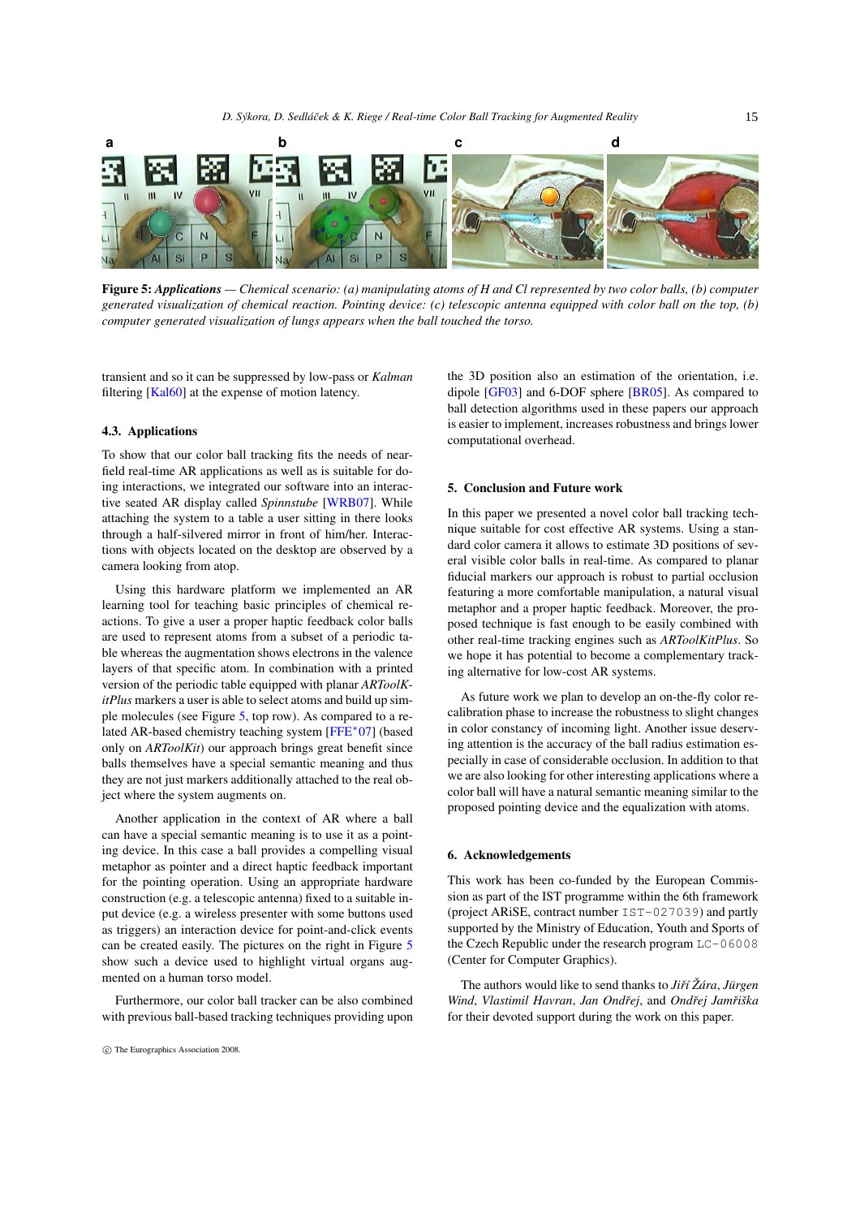**Figure 5:** ***Applications*** *— Chemical scenario: (a) manipulating atoms of H and Cl represented by two color balls, (b) computer generated visualization of chemical reaction. Pointing device: (c) telescopic antenna equipped with color ball on the top, (b) computer generated visualization of lungs appears when the ball touched the torso.*

transient and so it can be suppressed by low-pass or *Kalman* filtering [Kal60] at the expense of motion latency.

### 4.3. Applications

To show that our color ball tracking fits the needs of near-field real-time AR applications as well as is suitable for doing interactions, we integrated our software into an interactive seated AR display called *Spinnstube* [WRB07]. While attaching the system to a table a user sitting in there looks through a half-silvered mirror in front of him/her. Interactions with objects located on the desktop are observed by a camera looking from atop.

Using this hardware platform we implemented an AR learning tool for teaching basic principles of chemical reactions. To give a user a proper haptic feedback color balls are used to represent atoms from a subset of a periodic table whereas the augmentation shows electrons in the valence layers of that specific atom. In combination with a printed version of the periodic table equipped with planar *ARToolKitPlus* markers a user is able to select atoms and build up simple molecules (see Figure 5, top row). As compared to a related AR-based chemistry teaching system [FFE*07] (based only on *ARToolKit*) our approach brings great benefit since balls themselves have a special semantic meaning and thus they are not just markers additionally attached to the real object where the system augments on.

Another application in the context of AR where a ball can have a special semantic meaning is to use it as a pointing device. In this case a ball provides a compelling visual metaphor as pointer and a direct haptic feedback important for the pointing operation. Using an appropriate hardware construction (e.g. a telescopic antenna) fixed to a suitable input device (e.g. a wireless presenter with some buttons used as triggers) an interaction device for point-and-click events can be created easily. The pictures on the right in Figure 5 show such a device used to highlight virtual organs augmented on a human torso model.

Furthermore, our color ball tracker can be also combined with previous ball-based tracking techniques providing upon the 3D position also an estimation of the orientation, i.e. dipole [GF03] and 6-DOF sphere [BR05]. As compared to ball detection algorithms used in these papers our approach is easier to implement, increases robustness and brings lower computational overhead.

## 5. Conclusion and Future work

In this paper we presented a novel color ball tracking technique suitable for cost effective AR systems. Using a standard color camera it allows to estimate 3D positions of several visible color balls in real-time. As compared to planar fiducial markers our approach is robust to partial occlusion featuring a more comfortable manipulation, a natural visual metaphor and a proper haptic feedback. Moreover, the proposed technique is fast enough to be easily combined with other real-time tracking engines such as *ARToolKitPlus*. So we hope it has potential to become a complementary tracking alternative for low-cost AR systems.

As future work we plan to develop an on-the-fly color recalibration phase to increase the robustness to slight changes in color constancy of incoming light. Another issue deserving attention is the accuracy of the ball radius estimation especially in case of considerable occlusion. In addition to that we are also looking for other interesting applications where a color ball will have a natural semantic meaning similar to the proposed pointing device and the equalization with atoms.

## 6. Acknowledgements

This work has been co-funded by the European Commission as part of the IST programme within the 6th framework (project ARiSE, contract number `IST-027039`) and partly supported by the Ministry of Education, Youth and Sports of the Czech Republic under the research program `LC-06008` (Center for Computer Graphics).

The authors would like to send thanks to *Jiří Žára*, *Jürgen Wind*, *Vlastimil Havran*, *Jan Ondřej*, and *Ondřej Jamřiška* for their devoted support during the work on this paper.

© The Eurographics Association 2008.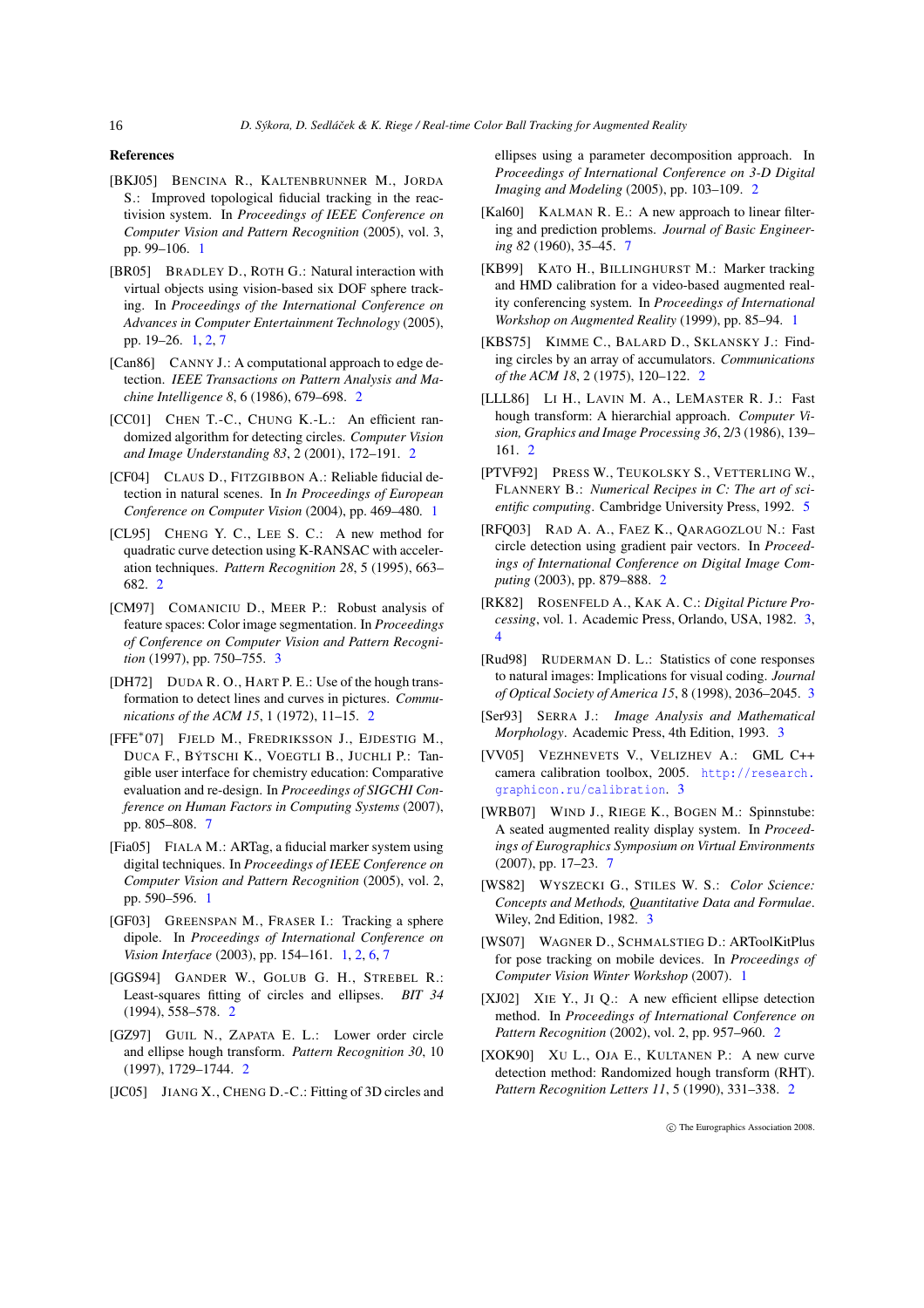## References

[BKJ05] BENCINA R., KALTENBRUNNER M., JORDA S.: Improved topological fiducial tracking in the reactivision system. In *Proceedings of IEEE Conference on Computer Vision and Pattern Recognition* (2005), vol. 3, pp. 99–106. 1

[BR05] BRADLEY D., ROTH G.: Natural interaction with virtual objects using vision-based six DOF sphere tracking. In *Proceedings of the International Conference on Advances in Computer Entertainment Technology* (2005), pp. 19–26. 1, 2, 7

[Can86] CANNY J.: A computational approach to edge detection. *IEEE Transactions on Pattern Analysis and Machine Intelligence 8*, 6 (1986), 679–698. 2

[CC01] CHEN T.-C., CHUNG K.-L.: An efficient randomized algorithm for detecting circles. *Computer Vision and Image Understanding 83*, 2 (2001), 172–191. 2

[CF04] CLAUS D., FITZGIBBON A.: Reliable fiducial detection in natural scenes. In *In Proceedings of European Conference on Computer Vision* (2004), pp. 469–480. 1

[CL95] CHENG Y. C., LEE S. C.: A new method for quadratic curve detection using K-RANSAC with acceleration techniques. *Pattern Recognition 28*, 5 (1995), 663–682. 2

[CM97] COMANICIU D., MEER P.: Robust analysis of feature spaces: Color image segmentation. In *Proceedings of Conference on Computer Vision and Pattern Recognition* (1997), pp. 750–755. 3

[DH72] DUDA R. O., HART P. E.: Use of the hough transformation to detect lines and curves in pictures. *Communications of the ACM 15*, 1 (1972), 11–15. 2

[FFE*07] FJELD M., FREDRIKSSON J., EJDESTIG M., DUCA F., BÝTSCHI K., VOEGTLI B., JUCHLI P.: Tangible user interface for chemistry education: Comparative evaluation and re-design. In *Proceedings of SIGCHI Conference on Human Factors in Computing Systems* (2007), pp. 805–808. 7

[Fia05] FIALA M.: ARTag, a fiducial marker system using digital techniques. In *Proceedings of IEEE Conference on Computer Vision and Pattern Recognition* (2005), vol. 2, pp. 590–596. 1

[GF03] GREENSPAN M., FRASER I.: Tracking a sphere dipole. In *Proceedings of International Conference on Vision Interface* (2003), pp. 154–161. 1, 2, 6, 7

[GGS94] GANDER W., GOLUB G. H., STREBEL R.: Least-squares fitting of circles and ellipses. *BIT 34* (1994), 558–578. 2

[GZ97] GUIL N., ZAPATA E. L.: Lower order circle and ellipse hough transform. *Pattern Recognition 30*, 10 (1997), 1729–1744. 2

[JC05] JIANG X., CHENG D.-C.: Fitting of 3D circles and ellipses using a parameter decomposition approach. In *Proceedings of International Conference on 3-D Digital Imaging and Modeling* (2005), pp. 103–109. 2

[Kal60] KALMAN R. E.: A new approach to linear filtering and prediction problems. *Journal of Basic Engineering 82* (1960), 35–45. 7

[KB99] KATO H., BILLINGHURST M.: Marker tracking and HMD calibration for a video-based augmented reality conferencing system. In *Proceedings of International Workshop on Augmented Reality* (1999), pp. 85–94. 1

[KBS75] KIMME C., BALARD D., SKLANSKY J.: Finding circles by an array of accumulators. *Communications of the ACM 18*, 2 (1975), 120–122. 2

[LLL86] LI H., LAVIN M. A., LEMASTER R. J.: Fast hough transform: A hierarchial approach. *Computer Vision, Graphics and Image Processing 36*, 2/3 (1986), 139–161. 2

[PTVF92] PRESS W., TEUKOLSKY S., VETTERLING W., FLANNERY B.: *Numerical Recipes in C: The art of scientific computing*. Cambridge University Press, 1992. 5

[RFQ03] RAD A. A., FAEZ K., QARAGOZLOU N.: Fast circle detection using gradient pair vectors. In *Proceedings of International Conference on Digital Image Computing* (2003), pp. 879–888. 2

[RK82] ROSENFELD A., KAK A. C.: *Digital Picture Processing*, vol. 1. Academic Press, Orlando, USA, 1982. 3, 4

[Rud98] RUDERMAN D. L.: Statistics of cone responses to natural images: Implications for visual coding. *Journal of Optical Society of America 15*, 8 (1998), 2036–2045. 3

[Ser93] SERRA J.: *Image Analysis and Mathematical Morphology*. Academic Press, 4th Edition, 1993. 3

[VV05] VEZHNEVETS V., VELIZHEV A.: GML C++ camera calibration toolbox, 2005. http://research.graphicon.ru/calibration. 3

[WRB07] WIND J., RIEGE K., BOGEN M.: Spinnstube: A seated augmented reality display system. In *Proceedings of Eurographics Symposium on Virtual Environments* (2007), pp. 17–23. 7

[WS82] WYSZECKI G., STILES W. S.: *Color Science: Concepts and Methods, Quantitative Data and Formulae*. Wiley, 2nd Edition, 1982. 3

[WS07] WAGNER D., SCHMALSTIEG D.: ARToolKitPlus for pose tracking on mobile devices. In *Proceedings of Computer Vision Winter Workshop* (2007). 1

[XJ02] XIE Y., JI Q.: A new efficient ellipse detection method. In *Proceedings of International Conference on Pattern Recognition* (2002), vol. 2, pp. 957–960. 2

[XOK90] XU L., OJA E., KULTANEN P.: A new curve detection method: Randomized hough transform (RHT). *Pattern Recognition Letters 11*, 5 (1990), 331–338. 2